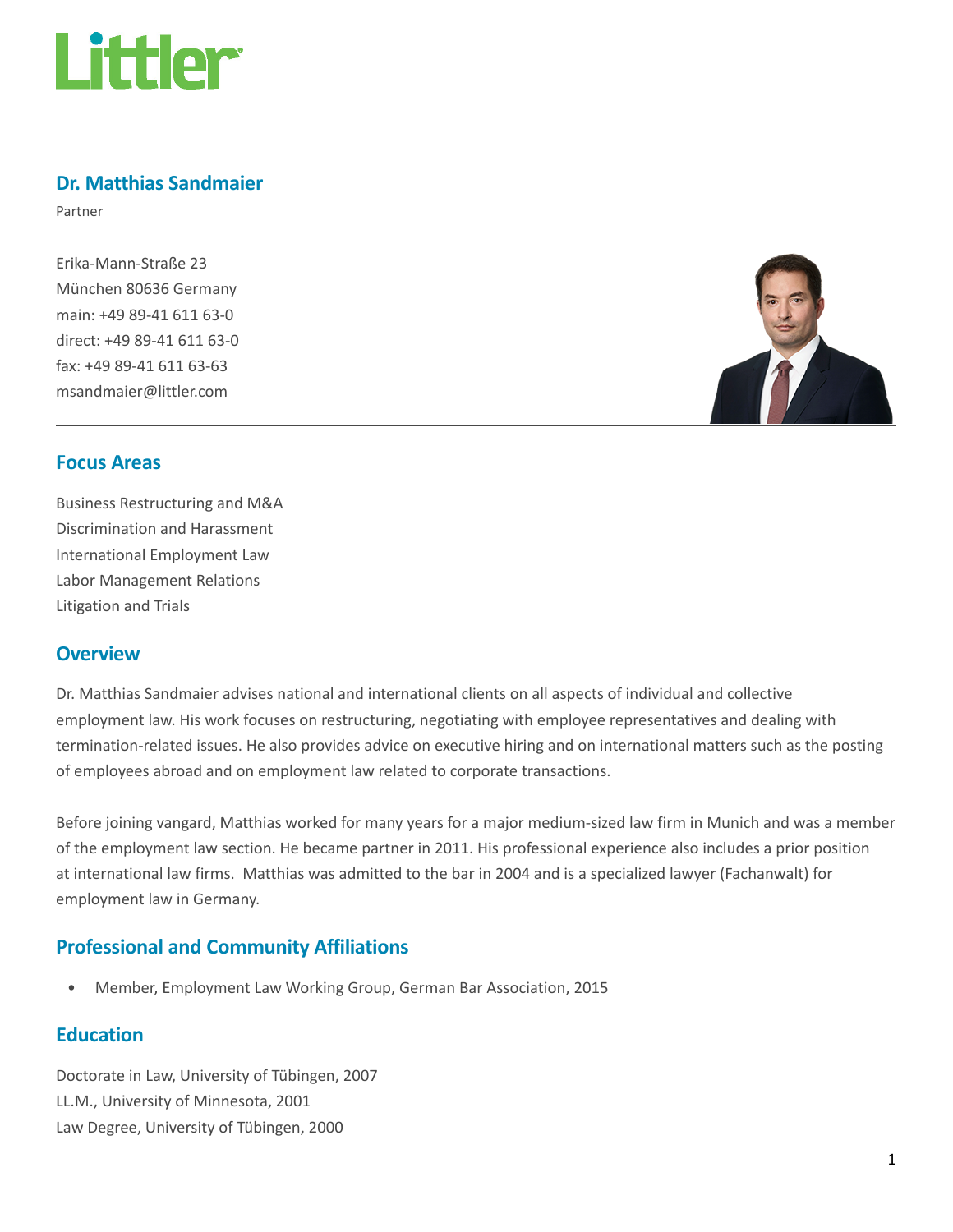# Dr. Matthias Sandmaier

Partner

Erika-Mann-Straße 23
München 80636 Germany
main: +49 89-41 611 63-0
direct: +49 89-41 611 63-0
fax: +49 89-41 611 63-63
msandmaier@littler.com

## Focus Areas

Business Restructuring and M&A
Discrimination and Harassment
International Employment Law
Labor Management Relations
Litigation and Trials

## Overview

Dr. Matthias Sandmaier advises national and international clients on all aspects of individual and collective employment law. His work focuses on restructuring, negotiating with employee representatives and dealing with termination-related issues. He also provides advice on executive hiring and on international matters such as the posting of employees abroad and on employment law related to corporate transactions.

Before joining vangard, Matthias worked for many years for a major medium-sized law firm in Munich and was a member of the employment law section. He became partner in 2011. His professional experience also includes a prior position at international law firms. Matthias was admitted to the bar in 2004 and is a specialized lawyer (Fachanwalt) for employment law in Germany.

## Professional and Community Affiliations

- Member, Employment Law Working Group, German Bar Association, 2015

## Education

Doctorate in Law, University of Tübingen, 2007
LL.M., University of Minnesota, 2001
Law Degree, University of Tübingen, 2000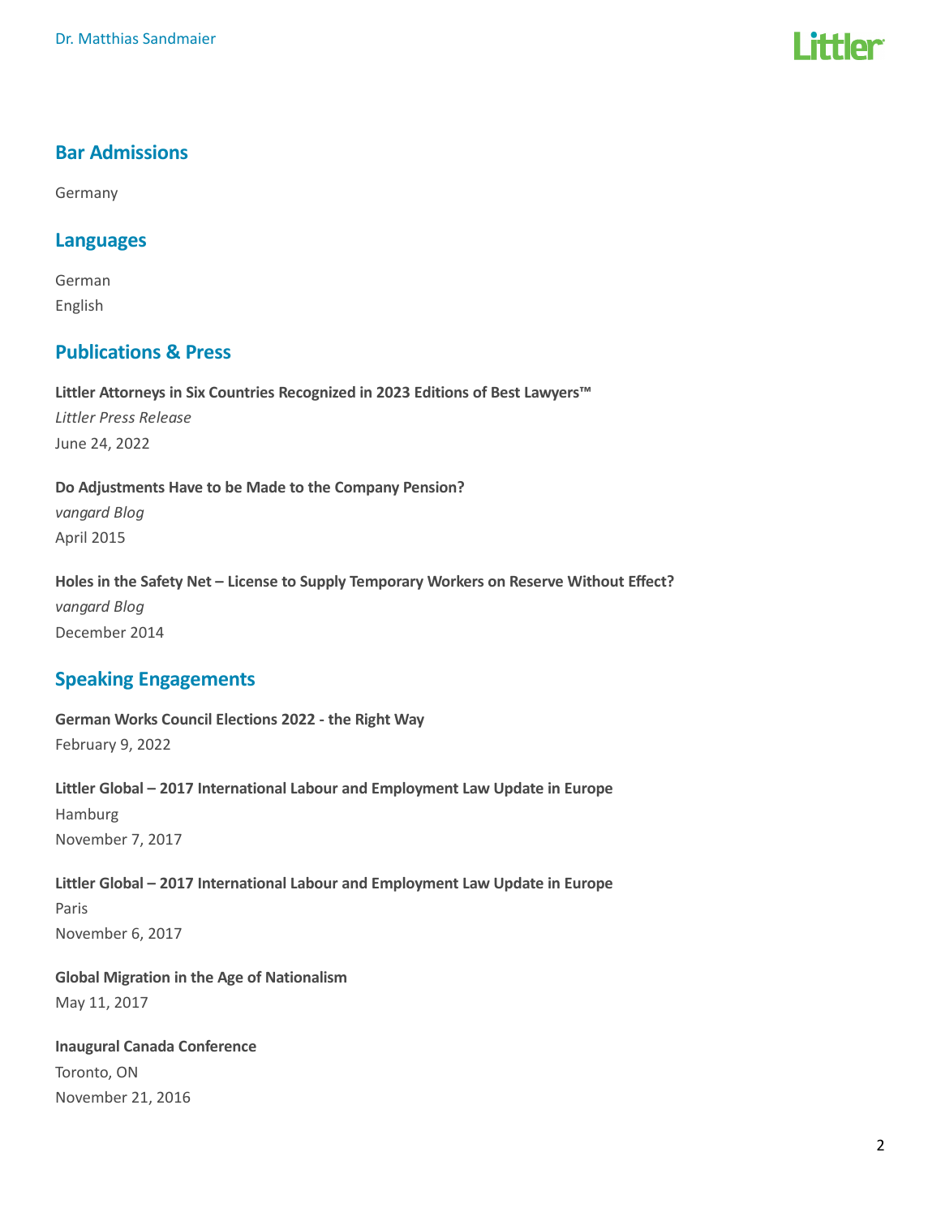## Bar Admissions

Germany

## Languages

German
English

## Publications & Press

**Littler Attorneys in Six Countries Recognized in 2023 Editions of Best Lawyers™**
*Littler Press Release*
June 24, 2022

**Do Adjustments Have to be Made to the Company Pension?**
*vangard Blog*
April 2015

**Holes in the Safety Net – License to Supply Temporary Workers on Reserve Without Effect?**
*vangard Blog*
December 2014

## Speaking Engagements

**German Works Council Elections 2022 - the Right Way**
February 9, 2022

**Littler Global – 2017 International Labour and Employment Law Update in Europe**
Hamburg
November 7, 2017

**Littler Global – 2017 International Labour and Employment Law Update in Europe**
Paris
November 6, 2017

**Global Migration in the Age of Nationalism**
May 11, 2017

**Inaugural Canada Conference**
Toronto, ON
November 21, 2016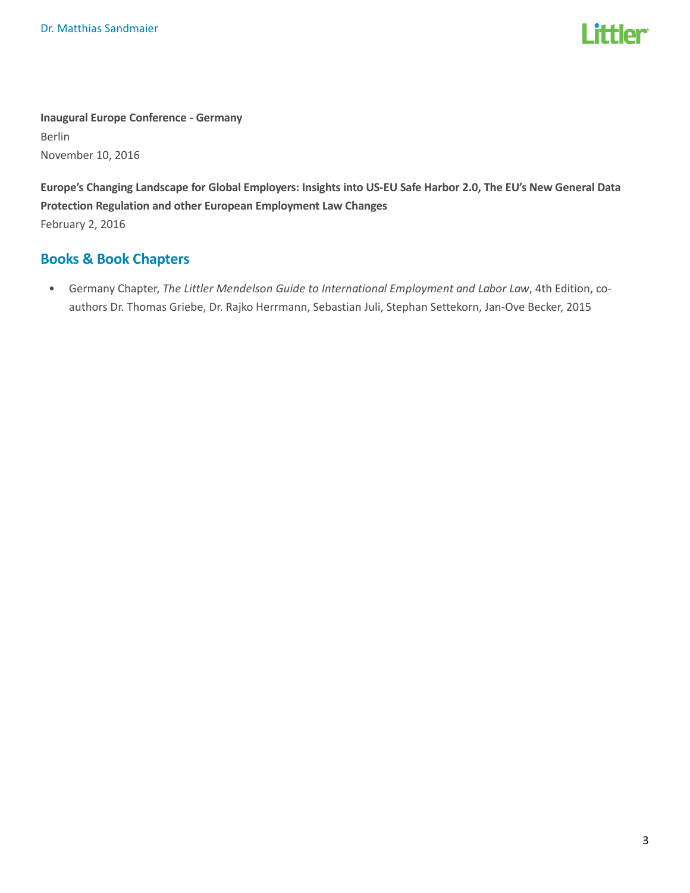**Inaugural Europe Conference - Germany**
Berlin
November 10, 2016

**Europe's Changing Landscape for Global Employers: Insights into US-EU Safe Harbor 2.0, The EU's New General Data Protection Regulation and other European Employment Law Changes**
February 2, 2016

## Books & Book Chapters

- Germany Chapter, *The Littler Mendelson Guide to International Employment and Labor Law*, 4th Edition, co-authors Dr. Thomas Griebe, Dr. Rajko Herrmann, Sebastian Juli, Stephan Settekorn, Jan-Ove Becker, 2015